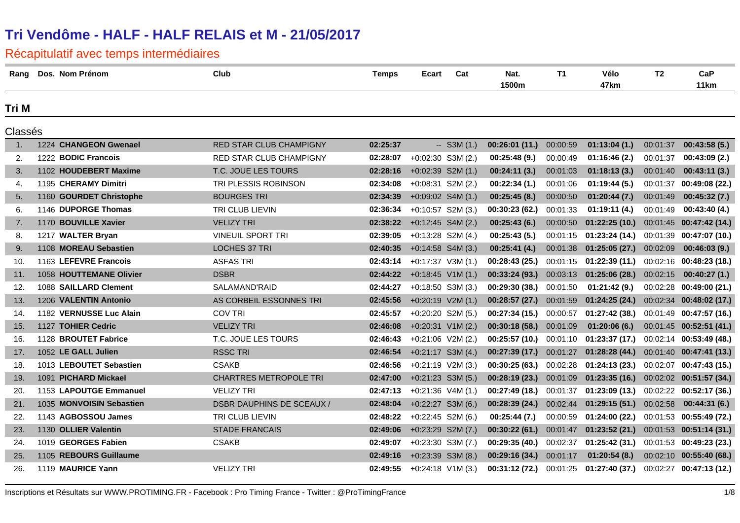# Tri Vendôme - HALF - HALF RELAIS et M - 21/05/2017

## Récapitulatif avec temps intermédiaires

### Tri M

Classés

| Rang | Dos. | Nom Prénom | Club | Temps | Ecart | Cat | Nat. 1500m | T1 | Vélo 47km | T2 | CaP 11km |
|---|---|---|---|---|---|---|---|---|---|---|---|
| 1. | 1224 | **CHANGEON Gwenael** | RED STAR CLUB CHAMPIGNY | **02:25:37** | -- | S3M (1.) | **00:26:01 (11.)** | 00:00:59 | **01:13:04 (1.)** | 00:01:37 | **00:43:58 (5.)** |
| 2. | 1222 | **BODIC Francois** | RED STAR CLUB CHAMPIGNY | **02:28:07** | +0:02:30 | S3M (2.) | **00:25:48 (9.)** | 00:00:49 | **01:16:46 (2.)** | 00:01:37 | **00:43:09 (2.)** |
| 3. | 1102 | **HOUDEBERT Maxime** | T.C. JOUE LES TOURS | **02:28:16** | +0:02:39 | S2M (1.) | **00:24:11 (3.)** | 00:01:03 | **01:18:13 (3.)** | 00:01:40 | **00:43:11 (3.)** |
| 4. | 1195 | **CHERAMY Dimitri** | TRI PLESSIS ROBINSON | **02:34:08** | +0:08:31 | S2M (2.) | **00:22:34 (1.)** | 00:01:06 | **01:19:44 (5.)** | 00:01:37 | **00:49:08 (22.)** |
| 5. | 1160 | **GOURDET Christophe** | BOURGES TRI | **02:34:39** | +0:09:02 | S4M (1.) | **00:25:45 (8.)** | 00:00:50 | **01:20:44 (7.)** | 00:01:49 | **00:45:32 (7.)** |
| 6. | 1146 | **DUPORGE Thomas** | TRI CLUB LIEVIN | **02:36:34** | +0:10:57 | S2M (3.) | **00:30:23 (62.)** | 00:01:33 | **01:19:11 (4.)** | 00:01:49 | **00:43:40 (4.)** |
| 7. | 1170 | **BOUVILLE Xavier** | VELIZY TRI | **02:38:22** | +0:12:45 | S4M (2.) | **00:25:43 (6.)** | 00:00:50 | **01:22:25 (10.)** | 00:01:45 | **00:47:42 (14.)** |
| 8. | 1217 | **WALTER Bryan** | VINEUIL SPORT TRI | **02:39:05** | +0:13:28 | S2M (4.) | **00:25:43 (5.)** | 00:01:15 | **01:23:24 (14.)** | 00:01:39 | **00:47:07 (10.)** |
| 9. | 1108 | **MOREAU Sebastien** | LOCHES 37 TRI | **02:40:35** | +0:14:58 | S4M (3.) | **00:25:41 (4.)** | 00:01:38 | **01:25:05 (27.)** | 00:02:09 | **00:46:03 (9.)** |
| 10. | 1163 | **LEFEVRE Francois** | ASFAS TRI | **02:43:14** | +0:17:37 | V3M (1.) | **00:28:43 (25.)** | 00:01:15 | **01:22:39 (11.)** | 00:02:16 | **00:48:23 (18.)** |
| 11. | 1058 | **HOUTTEMANE Olivier** | DSBR | **02:44:22** | +0:18:45 | V1M (1.) | **00:33:24 (93.)** | 00:03:13 | **01:25:06 (28.)** | 00:02:15 | **00:40:27 (1.)** |
| 12. | 1088 | **SAILLARD Clement** | SALAMAND'RAID | **02:44:27** | +0:18:50 | S3M (3.) | **00:29:30 (38.)** | 00:01:50 | **01:21:42 (9.)** | 00:02:28 | **00:49:00 (21.)** |
| 13. | 1206 | **VALENTIN Antonio** | AS CORBEIL ESSONNES TRI | **02:45:56** | +0:20:19 | V2M (1.) | **00:28:57 (27.)** | 00:01:59 | **01:24:25 (24.)** | 00:02:34 | **00:48:02 (17.)** |
| 14. | 1182 | **VERNUSSE Luc Alain** | COV TRI | **02:45:57** | +0:20:20 | S2M (5.) | **00:27:34 (15.)** | 00:00:57 | **01:27:42 (38.)** | 00:01:49 | **00:47:57 (16.)** |
| 15. | 1127 | **TOHIER Cedric** | VELIZY TRI | **02:46:08** | +0:20:31 | V1M (2.) | **00:30:18 (58.)** | 00:01:09 | **01:20:06 (6.)** | 00:01:45 | **00:52:51 (41.)** |
| 16. | 1128 | **BROUTET Fabrice** | T.C. JOUE LES TOURS | **02:46:43** | +0:21:06 | V2M (2.) | **00:25:57 (10.)** | 00:01:10 | **01:23:37 (17.)** | 00:02:14 | **00:53:49 (48.)** |
| 17. | 1052 | **LE GALL Julien** | RSSC TRI | **02:46:54** | +0:21:17 | S3M (4.) | **00:27:39 (17.)** | 00:01:27 | **01:28:28 (44.)** | 00:01:40 | **00:47:41 (13.)** |
| 18. | 1013 | **LEBOUTET Sebastien** | CSAKB | **02:46:56** | +0:21:19 | V2M (3.) | **00:30:25 (63.)** | 00:02:28 | **01:24:13 (23.)** | 00:02:07 | **00:47:43 (15.)** |
| 19. | 1091 | **PICHARD Mickael** | CHARTRES METROPOLE TRI | **02:47:00** | +0:21:23 | S3M (5.) | **00:28:19 (23.)** | 00:01:09 | **01:23:35 (16.)** | 00:02:02 | **00:51:57 (34.)** |
| 20. | 1153 | **LAPOUTGE Emmanuel** | VELIZY TRI | **02:47:13** | +0:21:36 | V4M (1.) | **00:27:49 (18.)** | 00:01:37 | **01:23:09 (13.)** | 00:02:22 | **00:52:17 (36.)** |
| 21. | 1035 | **MONVOISIN Sebastien** | DSBR DAUPHINS DE SCEAUX / | **02:48:04** | +0:22:27 | S3M (6.) | **00:28:39 (24.)** | 00:02:44 | **01:29:15 (51.)** | 00:02:58 | **00:44:31 (6.)** |
| 22. | 1143 | **AGBOSSOU James** | TRI CLUB LIEVIN | **02:48:22** | +0:22:45 | S2M (6.) | **00:25:44 (7.)** | 00:00:59 | **01:24:00 (22.)** | 00:01:53 | **00:55:49 (72.)** |
| 23. | 1130 | **OLLIER Valentin** | STADE FRANCAIS | **02:49:06** | +0:23:29 | S2M (7.) | **00:30:22 (61.)** | 00:01:47 | **01:23:52 (21.)** | 00:01:53 | **00:51:14 (31.)** |
| 24. | 1019 | **GEORGES Fabien** | CSAKB | **02:49:07** | +0:23:30 | S3M (7.) | **00:29:35 (40.)** | 00:02:37 | **01:25:42 (31.)** | 00:01:53 | **00:49:23 (23.)** |
| 25. | 1105 | **REBOURS Guillaume** | | **02:49:16** | +0:23:39 | S3M (8.) | **00:29:16 (34.)** | 00:01:17 | **01:20:54 (8.)** | 00:02:10 | **00:55:40 (68.)** |
| 26. | 1119 | **MAURICE Yann** | VELIZY TRI | **02:49:55** | +0:24:18 | V1M (3.) | **00:31:12 (72.)** | 00:01:25 | **01:27:40 (37.)** | 00:02:27 | **00:47:13 (12.)** |

Inscriptions et Résultats sur WWW.PROTIMING.FR - Facebook : Pro Timing France - Twitter : @ProTimingFrance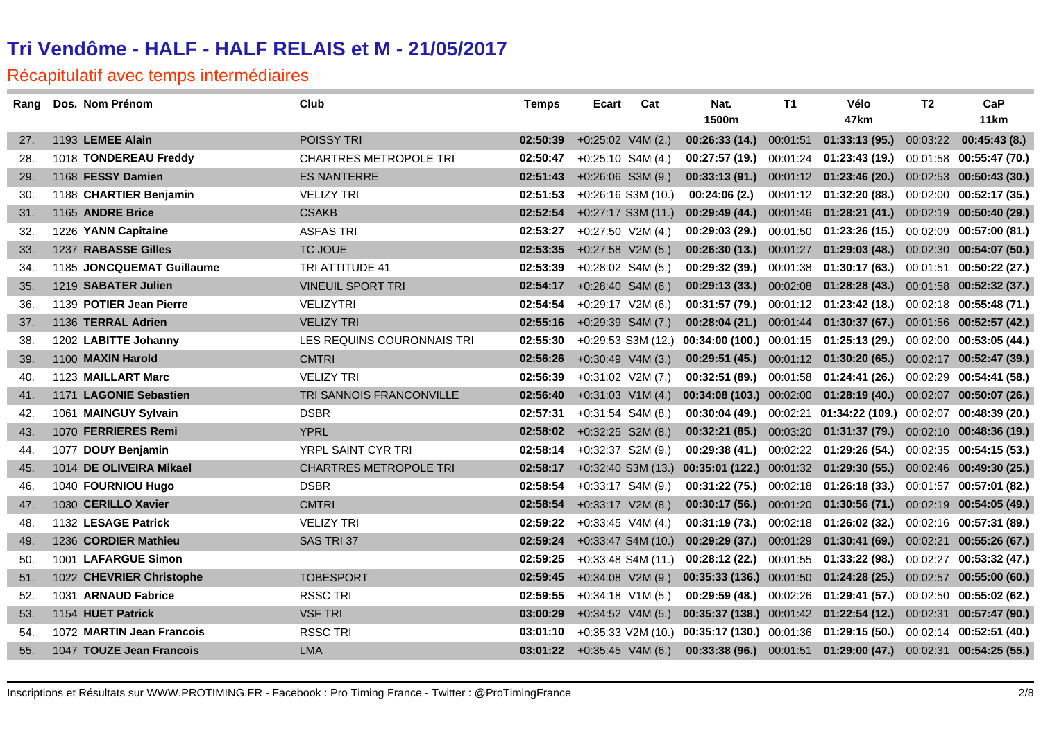# Tri Vendôme - HALF - HALF RELAIS et M - 21/05/2017

## Récapitulatif avec temps intermédiaires

| Rang | Dos. | Nom Prénom | Club | Temps | Ecart | Cat | Nat. 1500m | T1 | Vélo 47km | T2 | CaP 11km |
|---|---|---|---|---|---|---|---|---|---|---|---|
| 27. | 1193 | **LEMEE Alain** | POISSY TRI | **02:50:39** | +0:25:02 | V4M (2.) | **00:26:33 (14.)** | 00:01:51 | **01:33:13 (95.)** | 00:03:22 | **00:45:43 (8.)** |
| 28. | 1018 | **TONDEREAU Freddy** | CHARTRES METROPOLE TRI | **02:50:47** | +0:25:10 | S4M (4.) | **00:27:57 (19.)** | 00:01:24 | **01:23:43 (19.)** | 00:01:58 | **00:55:47 (70.)** |
| 29. | 1168 | **FESSY Damien** | ES NANTERRE | **02:51:43** | +0:26:06 | S3M (9.) | **00:33:13 (91.)** | 00:01:12 | **01:23:46 (20.)** | 00:02:53 | **00:50:43 (30.)** |
| 30. | 1188 | **CHARTIER Benjamin** | VELIZY TRI | **02:51:53** | +0:26:16 | S3M (10.) | **00:24:06 (2.)** | 00:01:12 | **01:32:20 (88.)** | 00:02:00 | **00:52:17 (35.)** |
| 31. | 1165 | **ANDRE Brice** | CSAKB | **02:52:54** | +0:27:17 | S3M (11.) | **00:29:49 (44.)** | 00:01:46 | **01:28:21 (41.)** | 00:02:19 | **00:50:40 (29.)** |
| 32. | 1226 | **YANN Capitaine** | ASFAS TRI | **02:53:27** | +0:27:50 | V2M (4.) | **00:29:03 (29.)** | 00:01:50 | **01:23:26 (15.)** | 00:02:09 | **00:57:00 (81.)** |
| 33. | 1237 | **RABASSE Gilles** | TC JOUE | **02:53:35** | +0:27:58 | V2M (5.) | **00:26:30 (13.)** | 00:01:27 | **01:29:03 (48.)** | 00:02:30 | **00:54:07 (50.)** |
| 34. | 1185 | **JONCQUEMAT Guillaume** | TRI ATTITUDE 41 | **02:53:39** | +0:28:02 | S4M (5.) | **00:29:32 (39.)** | 00:01:38 | **01:30:17 (63.)** | 00:01:51 | **00:50:22 (27.)** |
| 35. | 1219 | **SABATER Julien** | VINEUIL SPORT TRI | **02:54:17** | +0:28:40 | S4M (6.) | **00:29:13 (33.)** | 00:02:08 | **01:28:28 (43.)** | 00:01:58 | **00:52:32 (37.)** |
| 36. | 1139 | **POTIER Jean Pierre** | VELIZYTRI | **02:54:54** | +0:29:17 | V2M (6.) | **00:31:57 (79.)** | 00:01:12 | **01:23:42 (18.)** | 00:02:18 | **00:55:48 (71.)** |
| 37. | 1136 | **TERRAL Adrien** | VELIZY TRI | **02:55:16** | +0:29:39 | S4M (7.) | **00:28:04 (21.)** | 00:01:44 | **01:30:37 (67.)** | 00:01:56 | **00:52:57 (42.)** |
| 38. | 1202 | **LABITTE Johanny** | LES REQUINS COURONNAIS TRI | **02:55:30** | +0:29:53 | S3M (12.) | **00:34:00 (100.)** | 00:01:15 | **01:25:13 (29.)** | 00:02:00 | **00:53:05 (44.)** |
| 39. | 1100 | **MAXIN Harold** | CMTRI | **02:56:26** | +0:30:49 | V4M (3.) | **00:29:51 (45.)** | 00:01:12 | **01:30:20 (65.)** | 00:02:17 | **00:52:47 (39.)** |
| 40. | 1123 | **MAILLART Marc** | VELIZY TRI | **02:56:39** | +0:31:02 | V2M (7.) | **00:32:51 (89.)** | 00:01:58 | **01:24:41 (26.)** | 00:02:29 | **00:54:41 (58.)** |
| 41. | 1171 | **LAGONIE Sebastien** | TRI SANNOIS FRANCONVILLE | **02:56:40** | +0:31:03 | V1M (4.) | **00:34:08 (103.)** | 00:02:00 | **01:28:19 (40.)** | 00:02:07 | **00:50:07 (26.)** |
| 42. | 1061 | **MAINGUY Sylvain** | DSBR | **02:57:31** | +0:31:54 | S4M (8.) | **00:30:04 (49.)** | 00:02:21 | **01:34:22 (109.)** | 00:02:07 | **00:48:39 (20.)** |
| 43. | 1070 | **FERRIERES Remi** | YPRL | **02:58:02** | +0:32:25 | S2M (8.) | **00:32:21 (85.)** | 00:03:20 | **01:31:37 (79.)** | 00:02:10 | **00:48:36 (19.)** |
| 44. | 1077 | **DOUY Benjamin** | YRPL SAINT CYR TRI | **02:58:14** | +0:32:37 | S2M (9.) | **00:29:38 (41.)** | 00:02:22 | **01:29:26 (54.)** | 00:02:35 | **00:54:15 (53.)** |
| 45. | 1014 | **DE OLIVEIRA Mikael** | CHARTRES METROPOLE TRI | **02:58:17** | +0:32:40 | S3M (13.) | **00:35:01 (122.)** | 00:01:32 | **01:29:30 (55.)** | 00:02:46 | **00:49:30 (25.)** |
| 46. | 1040 | **FOURNIOU Hugo** | DSBR | **02:58:54** | +0:33:17 | S4M (9.) | **00:31:22 (75.)** | 00:02:18 | **01:26:18 (33.)** | 00:01:57 | **00:57:01 (82.)** |
| 47. | 1030 | **CERILLO Xavier** | CMTRI | **02:58:54** | +0:33:17 | V2M (8.) | **00:30:17 (56.)** | 00:01:20 | **01:30:56 (71.)** | 00:02:19 | **00:54:05 (49.)** |
| 48. | 1132 | **LESAGE Patrick** | VELIZY TRI | **02:59:22** | +0:33:45 | V4M (4.) | **00:31:19 (73.)** | 00:02:18 | **01:26:02 (32.)** | 00:02:16 | **00:57:31 (89.)** |
| 49. | 1236 | **CORDIER Mathieu** | SAS TRI 37 | **02:59:24** | +0:33:47 | S4M (10.) | **00:29:29 (37.)** | 00:01:29 | **01:30:41 (69.)** | 00:02:21 | **00:55:26 (67.)** |
| 50. | 1001 | **LAFARGUE Simon** | | **02:59:25** | +0:33:48 | S4M (11.) | **00:28:12 (22.)** | 00:01:55 | **01:33:22 (98.)** | 00:02:27 | **00:53:32 (47.)** |
| 51. | 1022 | **CHEVRIER Christophe** | TOBESPORT | **02:59:45** | +0:34:08 | V2M (9.) | **00:35:33 (136.)** | 00:01:50 | **01:24:28 (25.)** | 00:02:57 | **00:55:00 (60.)** |
| 52. | 1031 | **ARNAUD Fabrice** | RSSC TRI | **02:59:55** | +0:34:18 | V1M (5.) | **00:29:59 (48.)** | 00:02:26 | **01:29:41 (57.)** | 00:02:50 | **00:55:02 (62.)** |
| 53. | 1154 | **HUET Patrick** | VSF TRI | **03:00:29** | +0:34:52 | V4M (5.) | **00:35:37 (138.)** | 00:01:42 | **01:22:54 (12.)** | 00:02:31 | **00:57:47 (90.)** |
| 54. | 1072 | **MARTIN Jean Francois** | RSSC TRI | **03:01:10** | +0:35:33 | V2M (10.) | **00:35:17 (130.)** | 00:01:36 | **01:29:15 (50.)** | 00:02:14 | **00:52:51 (40.)** |
| 55. | 1047 | **TOUZE Jean Francois** | LMA | **03:01:22** | +0:35:45 | V4M (6.) | **00:33:38 (96.)** | 00:01:51 | **01:29:00 (47.)** | 00:02:31 | **00:54:25 (55.)** |

Inscriptions et Résultats sur WWW.PROTIMING.FR - Facebook : Pro Timing France - Twitter : @ProTimingFrance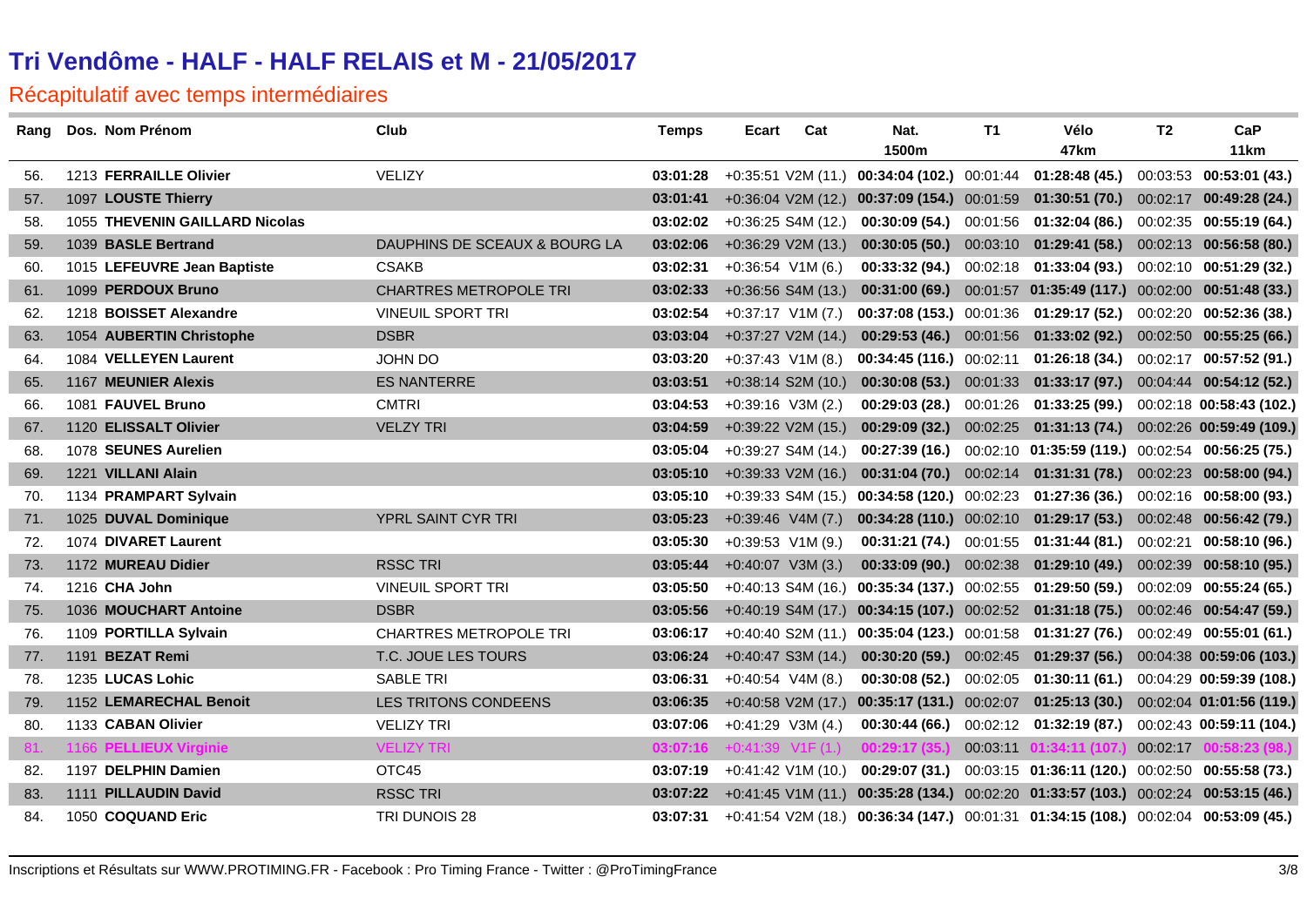# Tri Vendôme - HALF - HALF RELAIS et M - 21/05/2017

## Récapitulatif avec temps intermédiaires

| Rang | Dos. | Nom Prénom | Club | Temps | Ecart | Cat | Nat. 1500m | T1 | Vélo 47km | T2 | CaP 11km |
|---|---|---|---|---|---|---|---|---|---|---|---|
| 56. | 1213 | **FERRAILLE Olivier** | VELIZY | **03:01:28** | +0:35:51 | V2M (11.) | **00:34:04 (102.)** | 00:01:44 | **01:28:48 (45.)** | 00:03:53 | **00:53:01 (43.)** |
| 57. | 1097 | **LOUSTE Thierry** | | **03:01:41** | +0:36:04 | V2M (12.) | **00:37:09 (154.)** | 00:01:59 | **01:30:51 (70.)** | 00:02:17 | **00:49:28 (24.)** |
| 58. | 1055 | **THEVENIN GAILLARD Nicolas** | | **03:02:02** | +0:36:25 | S4M (12.) | **00:30:09 (54.)** | 00:01:56 | **01:32:04 (86.)** | 00:02:35 | **00:55:19 (64.)** |
| 59. | 1039 | **BASLE Bertrand** | DAUPHINS DE SCEAUX & BOURG LA | **03:02:06** | +0:36:29 | V2M (13.) | **00:30:05 (50.)** | 00:03:10 | **01:29:41 (58.)** | 00:02:13 | **00:56:58 (80.)** |
| 60. | 1015 | **LEFEUVRE Jean Baptiste** | CSAKB | **03:02:31** | +0:36:54 | V1M (6.) | **00:33:32 (94.)** | 00:02:18 | **01:33:04 (93.)** | 00:02:10 | **00:51:29 (32.)** |
| 61. | 1099 | **PERDOUX Bruno** | CHARTRES METROPOLE TRI | **03:02:33** | +0:36:56 | S4M (13.) | **00:31:00 (69.)** | 00:01:57 | **01:35:49 (117.)** | 00:02:00 | **00:51:48 (33.)** |
| 62. | 1218 | **BOISSET Alexandre** | VINEUIL SPORT TRI | **03:02:54** | +0:37:17 | V1M (7.) | **00:37:08 (153.)** | 00:01:36 | **01:29:17 (52.)** | 00:02:20 | **00:52:36 (38.)** |
| 63. | 1054 | **AUBERTIN Christophe** | DSBR | **03:03:04** | +0:37:27 | V2M (14.) | **00:29:53 (46.)** | 00:01:56 | **01:33:02 (92.)** | 00:02:50 | **00:55:25 (66.)** |
| 64. | 1084 | **VELLEYEN Laurent** | JOHN DO | **03:03:20** | +0:37:43 | V1M (8.) | **00:34:45 (116.)** | 00:02:11 | **01:26:18 (34.)** | 00:02:17 | **00:57:52 (91.)** |
| 65. | 1167 | **MEUNIER Alexis** | ES NANTERRE | **03:03:51** | +0:38:14 | S2M (10.) | **00:30:08 (53.)** | 00:01:33 | **01:33:17 (97.)** | 00:04:44 | **00:54:12 (52.)** |
| 66. | 1081 | **FAUVEL Bruno** | CMTRI | **03:04:53** | +0:39:16 | V3M (2.) | **00:29:03 (28.)** | 00:01:26 | **01:33:25 (99.)** | 00:02:18 | **00:58:43 (102.)** |
| 67. | 1120 | **ELISSALT Olivier** | VELZY TRI | **03:04:59** | +0:39:22 | V2M (15.) | **00:29:09 (32.)** | 00:02:25 | **01:31:13 (74.)** | 00:02:26 | **00:59:49 (109.)** |
| 68. | 1078 | **SEUNES Aurelien** | | **03:05:04** | +0:39:27 | S4M (14.) | **00:27:39 (16.)** | 00:02:10 | **01:35:59 (119.)** | 00:02:54 | **00:56:25 (75.)** |
| 69. | 1221 | **VILLANI Alain** | | **03:05:10** | +0:39:33 | V2M (16.) | **00:31:04 (70.)** | 00:02:14 | **01:31:31 (78.)** | 00:02:23 | **00:58:00 (94.)** |
| 70. | 1134 | **PRAMPART Sylvain** | | **03:05:10** | +0:39:33 | S4M (15.) | **00:34:58 (120.)** | 00:02:23 | **01:27:36 (36.)** | 00:02:16 | **00:58:00 (93.)** |
| 71. | 1025 | **DUVAL Dominique** | YPRL SAINT CYR TRI | **03:05:23** | +0:39:46 | V4M (7.) | **00:34:28 (110.)** | 00:02:10 | **01:29:17 (53.)** | 00:02:48 | **00:56:42 (79.)** |
| 72. | 1074 | **DIVARET Laurent** | | **03:05:30** | +0:39:53 | V1M (9.) | **00:31:21 (74.)** | 00:01:55 | **01:31:44 (81.)** | 00:02:21 | **00:58:10 (96.)** |
| 73. | 1172 | **MUREAU Didier** | RSSC TRI | **03:05:44** | +0:40:07 | V3M (3.) | **00:33:09 (90.)** | 00:02:38 | **01:29:10 (49.)** | 00:02:39 | **00:58:10 (95.)** |
| 74. | 1216 | **CHA John** | VINEUIL SPORT TRI | **03:05:50** | +0:40:13 | S4M (16.) | **00:35:34 (137.)** | 00:02:55 | **01:29:50 (59.)** | 00:02:09 | **00:55:24 (65.)** |
| 75. | 1036 | **MOUCHART Antoine** | DSBR | **03:05:56** | +0:40:19 | S4M (17.) | **00:34:15 (107.)** | 00:02:52 | **01:31:18 (75.)** | 00:02:46 | **00:54:47 (59.)** |
| 76. | 1109 | **PORTILLA Sylvain** | CHARTRES METROPOLE TRI | **03:06:17** | +0:40:40 | S2M (11.) | **00:35:04 (123.)** | 00:01:58 | **01:31:27 (76.)** | 00:02:49 | **00:55:01 (61.)** |
| 77. | 1191 | **BEZAT Remi** | T.C. JOUE LES TOURS | **03:06:24** | +0:40:47 | S3M (14.) | **00:30:20 (59.)** | 00:02:45 | **01:29:37 (56.)** | 00:04:38 | **00:59:06 (103.)** |
| 78. | 1235 | **LUCAS Lohic** | SABLE TRI | **03:06:31** | +0:40:54 | V4M (8.) | **00:30:08 (52.)** | 00:02:05 | **01:30:11 (61.)** | 00:04:29 | **00:59:39 (108.)** |
| 79. | 1152 | **LEMARECHAL Benoit** | LES TRITONS CONDEENS | **03:06:35** | +0:40:58 | V2M (17.) | **00:35:17 (131.)** | 00:02:07 | **01:25:13 (30.)** | 00:02:04 | **01:01:56 (119.)** |
| 80. | 1133 | **CABAN Olivier** | VELIZY TRI | **03:07:06** | +0:41:29 | V3M (4.) | **00:30:44 (66.)** | 00:02:12 | **01:32:19 (87.)** | 00:02:43 | **00:59:11 (104.)** |
| 81. | 1166 | **PELLIEUX Virginie** | VELIZY TRI | **03:07:16** | +0:41:39 | V1F (1.) | **00:29:17 (35.)** | 00:03:11 | **01:34:11 (107.)** | 00:02:17 | **00:58:23 (98.)** |
| 82. | 1197 | **DELPHIN Damien** | OTC45 | **03:07:19** | +0:41:42 | V1M (10.) | **00:29:07 (31.)** | 00:03:15 | **01:36:11 (120.)** | 00:02:50 | **00:55:58 (73.)** |
| 83. | 1111 | **PILLAUDIN David** | RSSC TRI | **03:07:22** | +0:41:45 | V1M (11.) | **00:35:28 (134.)** | 00:02:20 | **01:33:57 (103.)** | 00:02:24 | **00:53:15 (46.)** |
| 84. | 1050 | **COQUAND Eric** | TRI DUNOIS 28 | **03:07:31** | +0:41:54 | V2M (18.) | **00:36:34 (147.)** | 00:01:31 | **01:34:15 (108.)** | 00:02:04 | **00:53:09 (45.)** |

Inscriptions et Résultats sur WWW.PROTIMING.FR - Facebook : Pro Timing France - Twitter : @ProTimingFrance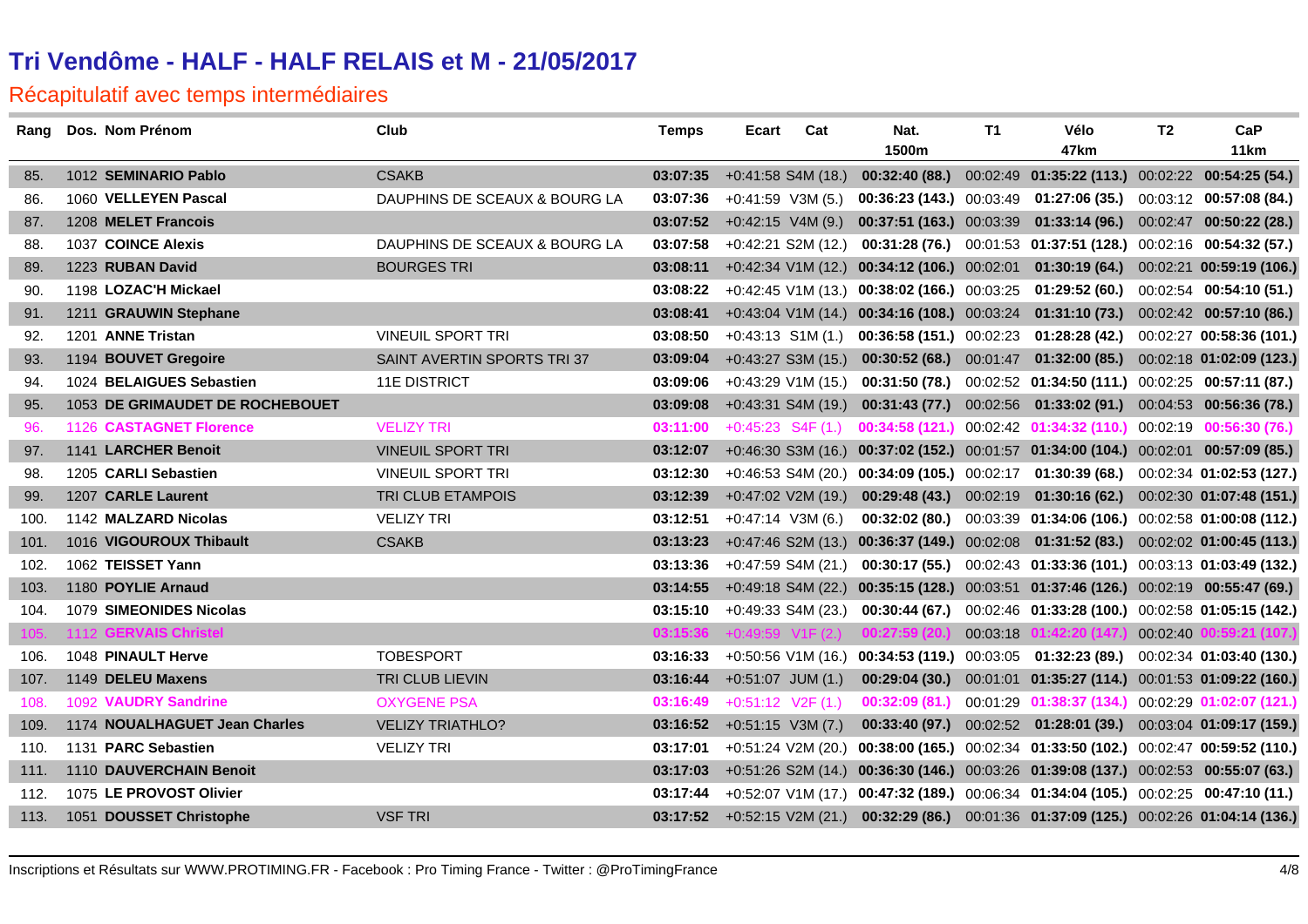# Tri Vendôme - HALF - HALF RELAIS et M - 21/05/2017

## Récapitulatif avec temps intermédiaires

| Rang | Dos. | Nom Prénom | Club | Temps | Ecart | Cat | Nat. 1500m | T1 | Vélo 47km | T2 | CaP 11km |
|---|---|---|---|---|---|---|---|---|---|---|---|
| 85. | 1012 | **SEMINARIO Pablo** | CSAKB | **03:07:35** | +0:41:58 | S4M (18.) | **00:32:40 (88.)** | 00:02:49 | **01:35:22 (113.)** | 00:02:22 | **00:54:25 (54.)** |
| 86. | 1060 | **VELLEYEN Pascal** | DAUPHINS DE SCEAUX & BOURG LA | **03:07:36** | +0:41:59 | V3M (5.) | **00:36:23 (143.)** | 00:03:49 | **01:27:06 (35.)** | 00:03:12 | **00:57:08 (84.)** |
| 87. | 1208 | **MELET Francois** | | **03:07:52** | +0:42:15 | V4M (9.) | **00:37:51 (163.)** | 00:03:39 | **01:33:14 (96.)** | 00:02:47 | **00:50:22 (28.)** |
| 88. | 1037 | **COINCE Alexis** | DAUPHINS DE SCEAUX & BOURG LA | **03:07:58** | +0:42:21 | S2M (12.) | **00:31:28 (76.)** | 00:01:53 | **01:37:51 (128.)** | 00:02:16 | **00:54:32 (57.)** |
| 89. | 1223 | **RUBAN David** | BOURGES TRI | **03:08:11** | +0:42:34 | V1M (12.) | **00:34:12 (106.)** | 00:02:01 | **01:30:19 (64.)** | 00:02:21 | **00:59:19 (106.)** |
| 90. | 1198 | **LOZAC'H Mickael** | | **03:08:22** | +0:42:45 | V1M (13.) | **00:38:02 (166.)** | 00:03:25 | **01:29:52 (60.)** | 00:02:54 | **00:54:10 (51.)** |
| 91. | 1211 | **GRAUWIN Stephane** | | **03:08:41** | +0:43:04 | V1M (14.) | **00:34:16 (108.)** | 00:03:24 | **01:31:10 (73.)** | 00:02:42 | **00:57:10 (86.)** |
| 92. | 1201 | **ANNE Tristan** | VINEUIL SPORT TRI | **03:08:50** | +0:43:13 | S1M (1.) | **00:36:58 (151.)** | 00:02:23 | **01:28:28 (42.)** | 00:02:27 | **00:58:36 (101.)** |
| 93. | 1194 | **BOUVET Gregoire** | SAINT AVERTIN SPORTS TRI 37 | **03:09:04** | +0:43:27 | S3M (15.) | **00:30:52 (68.)** | 00:01:47 | **01:32:00 (85.)** | 00:02:18 | **01:02:09 (123.)** |
| 94. | 1024 | **BELAIGUES Sebastien** | 11E DISTRICT | **03:09:06** | +0:43:29 | V1M (15.) | **00:31:50 (78.)** | 00:02:52 | **01:34:50 (111.)** | 00:02:25 | **00:57:11 (87.)** |
| 95. | 1053 | **DE GRIMAUDET DE ROCHEBOUET** | | **03:09:08** | +0:43:31 | S4M (19.) | **00:31:43 (77.)** | 00:02:56 | **01:33:02 (91.)** | 00:04:53 | **00:56:36 (78.)** |
| 96. | 1126 | **CASTAGNET Florence** | VELIZY TRI | **03:11:00** | +0:45:23 | S4F (1.) | **00:34:58 (121.)** | 00:02:42 | **01:34:32 (110.)** | 00:02:19 | **00:56:30 (76.)** |
| 97. | 1141 | **LARCHER Benoit** | VINEUIL SPORT TRI | **03:12:07** | +0:46:30 | S3M (16.) | **00:37:02 (152.)** | 00:01:57 | **01:34:00 (104.)** | 00:02:01 | **00:57:09 (85.)** |
| 98. | 1205 | **CARLI Sebastien** | VINEUIL SPORT TRI | **03:12:30** | +0:46:53 | S4M (20.) | **00:34:09 (105.)** | 00:02:17 | **01:30:39 (68.)** | 00:02:34 | **01:02:53 (127.)** |
| 99. | 1207 | **CARLE Laurent** | TRI CLUB ETAMPOIS | **03:12:39** | +0:47:02 | V2M (19.) | **00:29:48 (43.)** | 00:02:19 | **01:30:16 (62.)** | 00:02:30 | **01:07:48 (151.)** |
| 100. | 1142 | **MALZARD Nicolas** | VELIZY TRI | **03:12:51** | +0:47:14 | V3M (6.) | **00:32:02 (80.)** | 00:03:39 | **01:34:06 (106.)** | 00:02:58 | **01:00:08 (112.)** |
| 101. | 1016 | **VIGOUROUX Thibault** | CSAKB | **03:13:23** | +0:47:46 | S2M (13.) | **00:36:37 (149.)** | 00:02:08 | **01:31:52 (83.)** | 00:02:02 | **01:00:45 (113.)** |
| 102. | 1062 | **TEISSET Yann** | | **03:13:36** | +0:47:59 | S4M (21.) | **00:30:17 (55.)** | 00:02:43 | **01:33:36 (101.)** | 00:03:13 | **01:03:49 (132.)** |
| 103. | 1180 | **POYLIE Arnaud** | | **03:14:55** | +0:49:18 | S4M (22.) | **00:35:15 (128.)** | 00:03:51 | **01:37:46 (126.)** | 00:02:19 | **00:55:47 (69.)** |
| 104. | 1079 | **SIMEONIDES Nicolas** | | **03:15:10** | +0:49:33 | S4M (23.) | **00:30:44 (67.)** | 00:02:46 | **01:33:28 (100.)** | 00:02:58 | **01:05:15 (142.)** |
| 105. | 1112 | **GERVAIS Christel** | | **03:15:36** | +0:49:59 | V1F (2.) | **00:27:59 (20.)** | 00:03:18 | **01:42:20 (147.)** | 00:02:40 | **00:59:21 (107.)** |
| 106. | 1048 | **PINAULT Herve** | TOBESPORT | **03:16:33** | +0:50:56 | V1M (16.) | **00:34:53 (119.)** | 00:03:05 | **01:32:23 (89.)** | 00:02:34 | **01:03:40 (130.)** |
| 107. | 1149 | **DELEU Maxens** | TRI CLUB LIEVIN | **03:16:44** | +0:51:07 | JUM (1.) | **00:29:04 (30.)** | 00:01:01 | **01:35:27 (114.)** | 00:01:53 | **01:09:22 (160.)** |
| 108. | 1092 | **VAUDRY Sandrine** | OXYGENE PSA | **03:16:49** | +0:51:12 | V2F (1.) | **00:32:09 (81.)** | 00:01:29 | **01:38:37 (134.)** | 00:02:29 | **01:02:07 (121.)** |
| 109. | 1174 | **NOUALHAGUET Jean Charles** | VELIZY TRIATHLO? | **03:16:52** | +0:51:15 | V3M (7.) | **00:33:40 (97.)** | 00:02:52 | **01:28:01 (39.)** | 00:03:04 | **01:09:17 (159.)** |
| 110. | 1131 | **PARC Sebastien** | VELIZY TRI | **03:17:01** | +0:51:24 | V2M (20.) | **00:38:00 (165.)** | 00:02:34 | **01:33:50 (102.)** | 00:02:47 | **00:59:52 (110.)** |
| 111. | 1110 | **DAUVERCHAIN Benoit** | | **03:17:03** | +0:51:26 | S2M (14.) | **00:36:30 (146.)** | 00:03:26 | **01:39:08 (137.)** | 00:02:53 | **00:55:07 (63.)** |
| 112. | 1075 | **LE PROVOST Olivier** | | **03:17:44** | +0:52:07 | V1M (17.) | **00:47:32 (189.)** | 00:06:34 | **01:34:04 (105.)** | 00:02:25 | **00:47:10 (11.)** |
| 113. | 1051 | **DOUSSET Christophe** | VSF TRI | **03:17:52** | +0:52:15 | V2M (21.) | **00:32:29 (86.)** | 00:01:36 | **01:37:09 (125.)** | 00:02:26 | **01:04:14 (136.)** |

Inscriptions et Résultats sur WWW.PROTIMING.FR - Facebook : Pro Timing France - Twitter : @ProTimingFrance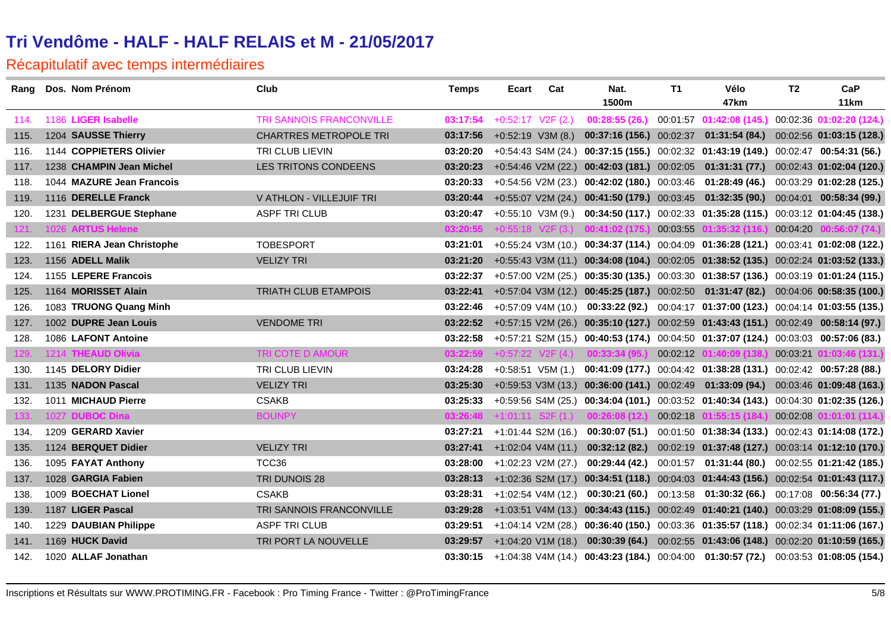# Tri Vendôme - HALF - HALF RELAIS et M - 21/05/2017

## Récapitulatif avec temps intermédiaires

| Rang | Dos. | Nom Prénom | Club | Temps | Ecart | Cat | Nat. 1500m | T1 | Vélo 47km | T2 | CaP 11km |
|---|---|---|---|---|---|---|---|---|---|---|---|
| 114. | 1186 | **LIGER Isabelle** | TRI SANNOIS FRANCONVILLE | **03:17:54** | +0:52:17 | V2F (2.) | **00:28:55 (26.)** | 00:01:57 | **01:42:08 (145.)** | 00:02:36 | **01:02:20 (124.)** |
| 115. | 1204 | **SAUSSE Thierry** | CHARTRES METROPOLE TRI | **03:17:56** | +0:52:19 | V3M (8.) | **00:37:16 (156.)** | 00:02:37 | **01:31:54 (84.)** | 00:02:56 | **01:03:15 (128.)** |
| 116. | 1144 | **COPPIETERS Olivier** | TRI CLUB LIEVIN | **03:20:20** | +0:54:43 | S4M (24.) | **00:37:15 (155.)** | 00:02:32 | **01:43:19 (149.)** | 00:02:47 | **00:54:31 (56.)** |
| 117. | 1238 | **CHAMPIN Jean Michel** | LES TRITONS CONDEENS | **03:20:23** | +0:54:46 | V2M (22.) | **00:42:03 (181.)** | 00:02:05 | **01:31:31 (77.)** | 00:02:43 | **01:02:04 (120.)** |
| 118. | 1044 | **MAZURE Jean Francois** | | **03:20:33** | +0:54:56 | V2M (23.) | **00:42:02 (180.)** | 00:03:46 | **01:28:49 (46.)** | 00:03:29 | **01:02:28 (125.)** |
| 119. | 1116 | **DERELLE Franck** | V ATHLON - VILLEJUIF TRI | **03:20:44** | +0:55:07 | V2M (24.) | **00:41:50 (179.)** | 00:03:45 | **01:32:35 (90.)** | 00:04:01 | **00:58:34 (99.)** |
| 120. | 1231 | **DELBERGUE Stephane** | ASPF TRI CLUB | **03:20:47** | +0:55:10 | V3M (9.) | **00:34:50 (117.)** | 00:02:33 | **01:35:28 (115.)** | 00:03:12 | **01:04:45 (138.)** |
| 121. | 1026 | **ARTUS Helene** | | **03:20:55** | +0:55:18 | V2F (3.) | **00:41:02 (175.)** | 00:03:55 | **01:35:32 (116.)** | 00:04:20 | **00:56:07 (74.)** |
| 122. | 1161 | **RIERA Jean Christophe** | TOBESPORT | **03:21:01** | +0:55:24 | V3M (10.) | **00:34:37 (114.)** | 00:04:09 | **01:36:28 (121.)** | 00:03:41 | **01:02:08 (122.)** |
| 123. | 1156 | **ADELL Malik** | VELIZY TRI | **03:21:20** | +0:55:43 | V3M (11.) | **00:34:08 (104.)** | 00:02:05 | **01:38:52 (135.)** | 00:02:24 | **01:03:52 (133.)** |
| 124. | 1155 | **LEPERE Francois** | | **03:22:37** | +0:57:00 | V2M (25.) | **00:35:30 (135.)** | 00:03:30 | **01:38:57 (136.)** | 00:03:19 | **01:01:24 (115.)** |
| 125. | 1164 | **MORISSET Alain** | TRIATH CLUB ETAMPOIS | **03:22:41** | +0:57:04 | V3M (12.) | **00:45:25 (187.)** | 00:02:50 | **01:31:47 (82.)** | 00:04:06 | **00:58:35 (100.)** |
| 126. | 1083 | **TRUONG Quang Minh** | | **03:22:46** | +0:57:09 | V4M (10.) | **00:33:22 (92.)** | 00:04:17 | **01:37:00 (123.)** | 00:04:14 | **01:03:55 (135.)** |
| 127. | 1002 | **DUPRE Jean Louis** | VENDOME TRI | **03:22:52** | +0:57:15 | V2M (26.) | **00:35:10 (127.)** | 00:02:59 | **01:43:43 (151.)** | 00:02:49 | **00:58:14 (97.)** |
| 128. | 1086 | **LAFONT Antoine** | | **03:22:58** | +0:57:21 | S2M (15.) | **00:40:53 (174.)** | 00:04:50 | **01:37:07 (124.)** | 00:03:03 | **00:57:06 (83.)** |
| 129. | 1214 | **THEAUD Olivia** | TRI COTE D AMOUR | **03:22:59** | +0:57:22 | V2F (4.) | **00:33:34 (95.)** | 00:02:12 | **01:40:09 (138.)** | 00:03:21 | **01:03:46 (131.)** |
| 130. | 1145 | **DELORY Didier** | TRI CLUB LIEVIN | **03:24:28** | +0:58:51 | V5M (1.) | **00:41:09 (177.)** | 00:04:42 | **01:38:28 (131.)** | 00:02:42 | **00:57:28 (88.)** |
| 131. | 1135 | **NADON Pascal** | VELIZY TRI | **03:25:30** | +0:59:53 | V3M (13.) | **00:36:00 (141.)** | 00:02:49 | **01:33:09 (94.)** | 00:03:46 | **01:09:48 (163.)** |
| 132. | 1011 | **MICHAUD Pierre** | CSAKB | **03:25:33** | +0:59:56 | S4M (25.) | **00:34:04 (101.)** | 00:03:52 | **01:40:34 (143.)** | 00:04:30 | **01:02:35 (126.)** |
| 133. | 1027 | **DUBOC Dina** | BOUNPY | **03:26:48** | +1:01:11 | S2F (1.) | **00:26:08 (12.)** | 00:02:18 | **01:55:15 (184.)** | 00:02:08 | **01:01:01 (114.)** |
| 134. | 1209 | **GERARD Xavier** | | **03:27:21** | +1:01:44 | S2M (16.) | **00:30:07 (51.)** | 00:01:50 | **01:38:34 (133.)** | 00:02:43 | **01:14:08 (172.)** |
| 135. | 1124 | **BERQUET Didier** | VELIZY TRI | **03:27:41** | +1:02:04 | V4M (11.) | **00:32:12 (82.)** | 00:02:19 | **01:37:48 (127.)** | 00:03:14 | **01:12:10 (170.)** |
| 136. | 1095 | **FAYAT Anthony** | TCC36 | **03:28:00** | +1:02:23 | V2M (27.) | **00:29:44 (42.)** | 00:01:57 | **01:31:44 (80.)** | 00:02:55 | **01:21:42 (185.)** |
| 137. | 1028 | **GARGIA Fabien** | TRI DUNOIS 28 | **03:28:13** | +1:02:36 | S2M (17.) | **00:34:51 (118.)** | 00:04:03 | **01:44:43 (156.)** | 00:02:54 | **01:01:43 (117.)** |
| 138. | 1009 | **BOECHAT Lionel** | CSAKB | **03:28:31** | +1:02:54 | V4M (12.) | **00:30:21 (60.)** | 00:13:58 | **01:30:32 (66.)** | 00:17:08 | **00:56:34 (77.)** |
| 139. | 1187 | **LIGER Pascal** | TRI SANNOIS FRANCONVILLE | **03:29:28** | +1:03:51 | V4M (13.) | **00:34:43 (115.)** | 00:02:49 | **01:40:21 (140.)** | 00:03:29 | **01:08:09 (155.)** |
| 140. | 1229 | **DAUBIAN Philippe** | ASPF TRI CLUB | **03:29:51** | +1:04:14 | V2M (28.) | **00:36:40 (150.)** | 00:03:36 | **01:35:57 (118.)** | 00:02:34 | **01:11:06 (167.)** |
| 141. | 1169 | **HUCK David** | TRI PORT LA NOUVELLE | **03:29:57** | +1:04:20 | V1M (18.) | **00:30:39 (64.)** | 00:02:55 | **01:43:06 (148.)** | 00:02:20 | **01:10:59 (165.)** |
| 142. | 1020 | **ALLAF Jonathan** | | **03:30:15** | +1:04:38 | V4M (14.) | **00:43:23 (184.)** | 00:04:00 | **01:30:57 (72.)** | 00:03:53 | **01:08:05 (154.)** |

Inscriptions et Résultats sur WWW.PROTIMING.FR - Facebook : Pro Timing France - Twitter : @ProTimingFrance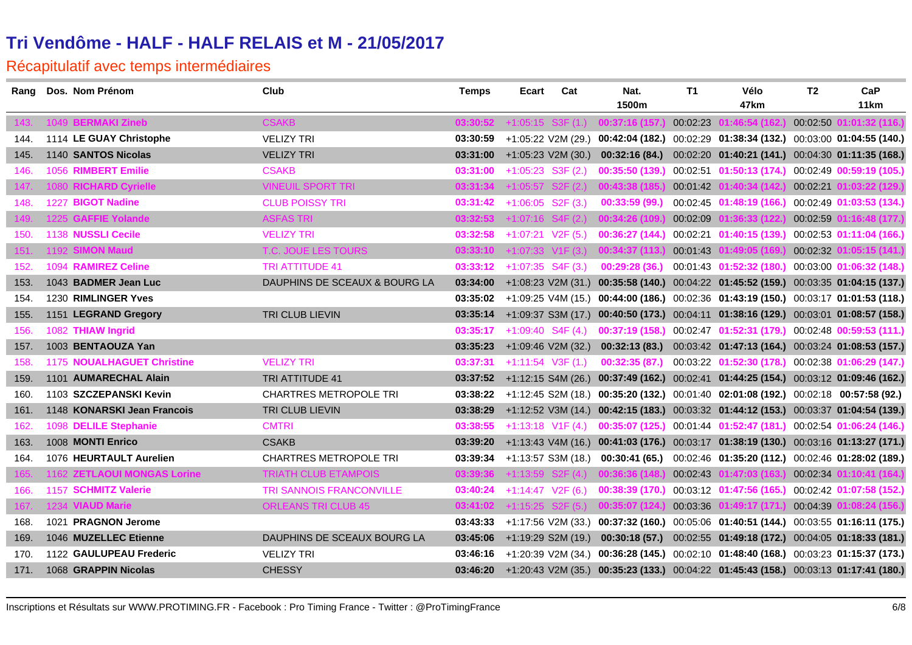# Tri Vendôme - HALF - HALF RELAIS et M - 21/05/2017

## Récapitulatif avec temps intermédiaires

| Rang | Dos. | Nom Prénom | Club | Temps | Ecart | Cat | Nat. 1500m | T1 | Vélo 47km | T2 | CaP 11km |
|---|---|---|---|---|---|---|---|---|---|---|---|
| 143. | 1049 | **BERMAKI Zineb** | CSAKB | 03:30:52 | +1:05:15 | S3F (1.) | 00:37:16 (157.) | 00:02:23 | 01:46:54 (162.) | 00:02:50 | 01:01:32 (116.) |
| 144. | 1114 | **LE GUAY Christophe** | VELIZY TRI | 03:30:59 | +1:05:22 | V2M (29.) | 00:42:04 (182.) | 00:02:29 | 01:38:34 (132.) | 00:03:00 | 01:04:55 (140.) |
| 145. | 1140 | **SANTOS Nicolas** | VELIZY TRI | 03:31:00 | +1:05:23 | V2M (30.) | 00:32:16 (84.) | 00:02:20 | 01:40:21 (141.) | 00:04:30 | 01:11:35 (168.) |
| 146. | 1056 | **RIMBERT Emilie** | CSAKB | 03:31:00 | +1:05:23 | S3F (2.) | 00:35:50 (139.) | 00:02:51 | 01:50:13 (174.) | 00:02:49 | 00:59:19 (105.) |
| 147. | 1080 | **RICHARD Cyrielle** | VINEUIL SPORT TRI | 03:31:34 | +1:05:57 | S2F (2.) | 00:43:38 (185.) | 00:01:42 | 01:40:34 (142.) | 00:02:21 | 01:03:22 (129.) |
| 148. | 1227 | **BIGOT Nadine** | CLUB POISSY TRI | 03:31:42 | +1:06:05 | S2F (3.) | 00:33:59 (99.) | 00:02:45 | 01:48:19 (166.) | 00:02:49 | 01:03:53 (134.) |
| 149. | 1225 | **GAFFIE Yolande** | ASFAS TRI | 03:32:53 | +1:07:16 | S4F (2.) | 00:34:26 (109.) | 00:02:09 | 01:36:33 (122.) | 00:02:59 | 01:16:48 (177.) |
| 150. | 1138 | **NUSSLI Cecile** | VELIZY TRI | 03:32:58 | +1:07:21 | V2F (5.) | 00:36:27 (144.) | 00:02:21 | 01:40:15 (139.) | 00:02:53 | 01:11:04 (166.) |
| 151. | 1192 | **SIMON Maud** | T.C. JOUE LES TOURS | 03:33:10 | +1:07:33 | V1F (3.) | 00:34:37 (113.) | 00:01:43 | 01:49:05 (169.) | 00:02:32 | 01:05:15 (141.) |
| 152. | 1094 | **RAMIREZ Celine** | TRI ATTITUDE 41 | 03:33:12 | +1:07:35 | S4F (3.) | 00:29:28 (36.) | 00:01:43 | 01:52:32 (180.) | 00:03:00 | 01:06:32 (148.) |
| 153. | 1043 | **BADMER Jean Luc** | DAUPHINS DE SCEAUX & BOURG LA | 03:34:00 | +1:08:23 | V2M (31.) | 00:35:58 (140.) | 00:04:22 | 01:45:52 (159.) | 00:03:35 | 01:04:15 (137.) |
| 154. | 1230 | **RIMLINGER Yves** | | 03:35:02 | +1:09:25 | V4M (15.) | 00:44:00 (186.) | 00:02:36 | 01:43:19 (150.) | 00:03:17 | 01:01:53 (118.) |
| 155. | 1151 | **LEGRAND Gregory** | TRI CLUB LIEVIN | 03:35:14 | +1:09:37 | S3M (17.) | 00:40:50 (173.) | 00:04:11 | 01:38:16 (129.) | 00:03:01 | 01:08:57 (158.) |
| 156. | 1082 | **THIAW Ingrid** | | 03:35:17 | +1:09:40 | S4F (4.) | 00:37:19 (158.) | 00:02:47 | 01:52:31 (179.) | 00:02:48 | 00:59:53 (111.) |
| 157. | 1003 | **BENTAOUZA Yan** | | 03:35:23 | +1:09:46 | V2M (32.) | 00:32:13 (83.) | 00:03:42 | 01:47:13 (164.) | 00:03:24 | 01:08:53 (157.) |
| 158. | 1175 | **NOUALHAGUET Christine** | VELIZY TRI | 03:37:31 | +1:11:54 | V3F (1.) | 00:32:35 (87.) | 00:03:22 | 01:52:30 (178.) | 00:02:38 | 01:06:29 (147.) |
| 159. | 1101 | **AUMARECHAL Alain** | TRI ATTITUDE 41 | 03:37:52 | +1:12:15 | S4M (26.) | 00:37:49 (162.) | 00:02:41 | 01:44:25 (154.) | 00:03:12 | 01:09:46 (162.) |
| 160. | 1103 | **SZCZEPANSKI Kevin** | CHARTRES METROPOLE TRI | 03:38:22 | +1:12:45 | S2M (18.) | 00:35:20 (132.) | 00:01:40 | 02:01:08 (192.) | 00:02:18 | 00:57:58 (92.) |
| 161. | 1148 | **KONARSKI Jean Francois** | TRI CLUB LIEVIN | 03:38:29 | +1:12:52 | V3M (14.) | 00:42:15 (183.) | 00:03:32 | 01:44:12 (153.) | 00:03:37 | 01:04:54 (139.) |
| 162. | 1098 | **DELILE Stephanie** | CMTRI | 03:38:55 | +1:13:18 | V1F (4.) | 00:35:07 (125.) | 00:01:44 | 01:52:47 (181.) | 00:02:54 | 01:06:24 (146.) |
| 163. | 1008 | **MONTI Enrico** | CSAKB | 03:39:20 | +1:13:43 | V4M (16.) | 00:41:03 (176.) | 00:03:17 | 01:38:19 (130.) | 00:03:16 | 01:13:27 (171.) |
| 164. | 1076 | **HEURTAULT Aurelien** | CHARTRES METROPOLE TRI | 03:39:34 | +1:13:57 | S3M (18.) | 00:30:41 (65.) | 00:02:46 | 01:35:20 (112.) | 00:02:46 | 01:28:02 (189.) |
| 165. | 1162 | **ZETLAOUI MONGAS Lorine** | TRIATH CLUB ETAMPOIS | 03:39:36 | +1:13:59 | S2F (4.) | 00:36:36 (148.) | 00:02:43 | 01:47:03 (163.) | 00:02:34 | 01:10:41 (164.) |
| 166. | 1157 | **SCHMITZ Valerie** | TRI SANNOIS FRANCONVILLE | 03:40:24 | +1:14:47 | V2F (6.) | 00:38:39 (170.) | 00:03:12 | 01:47:56 (165.) | 00:02:42 | 01:07:58 (152.) |
| 167. | 1234 | **VIAUD Marie** | ORLEANS TRI CLUB 45 | 03:41:02 | +1:15:25 | S2F (5.) | 00:35:07 (124.) | 00:03:36 | 01:49:17 (171.) | 00:04:39 | 01:08:24 (156.) |
| 168. | 1021 | **PRAGNON Jerome** | | 03:43:33 | +1:17:56 | V2M (33.) | 00:37:32 (160.) | 00:05:06 | 01:40:51 (144.) | 00:03:55 | 01:16:11 (175.) |
| 169. | 1046 | **MUZELLEC Etienne** | DAUPHINS DE SCEAUX BOURG LA | 03:45:06 | +1:19:29 | S2M (19.) | 00:30:18 (57.) | 00:02:55 | 01:49:18 (172.) | 00:04:05 | 01:18:33 (181.) |
| 170. | 1122 | **GAULUPEAU Frederic** | VELIZY TRI | 03:46:16 | +1:20:39 | V2M (34.) | 00:36:28 (145.) | 00:02:10 | 01:48:40 (168.) | 00:03:23 | 01:15:37 (173.) |
| 171. | 1068 | **GRAPPIN Nicolas** | CHESSY | 03:46:20 | +1:20:43 | V2M (35.) | 00:35:23 (133.) | 00:04:22 | 01:45:43 (158.) | 00:03:13 | 01:17:41 (180.) |

Inscriptions et Résultats sur WWW.PROTIMING.FR - Facebook : Pro Timing France - Twitter : @ProTimingFrance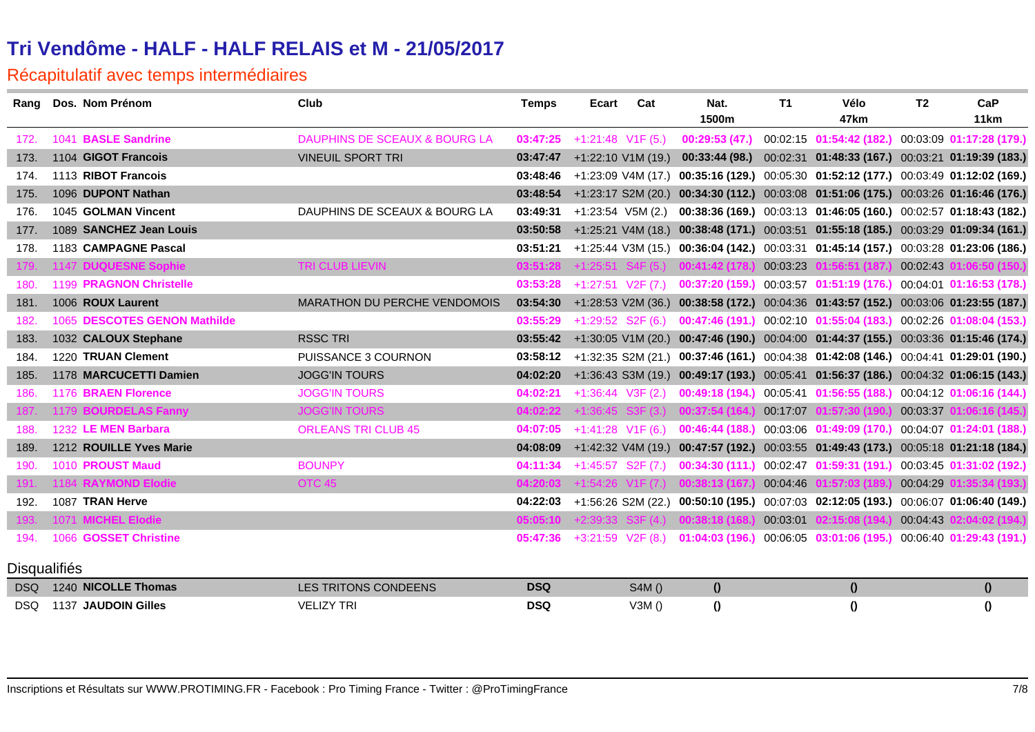# Tri Vendôme - HALF - HALF RELAIS et M - 21/05/2017

## Récapitulatif avec temps intermédiaires

| Rang | Dos. | Nom Prénom | Club | Temps | Ecart | Cat | Nat. 1500m | T1 | Vélo 47km | T2 | CaP 11km |
|---|---|---|---|---|---|---|---|---|---|---|---|
| 172. | 1041 | **BASLE Sandrine** | DAUPHINS DE SCEAUX & BOURG LA | **03:47:25** | +1:21:48 | V1F (5.) | **00:29:53 (47.)** | 00:02:15 | **01:54:42 (182.)** | 00:03:09 | **01:17:28 (179.)** |
| 173. | 1104 | **GIGOT Francois** | VINEUIL SPORT TRI | **03:47:47** | +1:22:10 | V1M (19.) | **00:33:44 (98.)** | 00:02:31 | **01:48:33 (167.)** | 00:03:21 | **01:19:39 (183.)** |
| 174. | 1113 | **RIBOT Francois** | | **03:48:46** | +1:23:09 | V4M (17.) | **00:35:16 (129.)** | 00:05:30 | **01:52:12 (177.)** | 00:03:49 | **01:12:02 (169.)** |
| 175. | 1096 | **DUPONT Nathan** | | **03:48:54** | +1:23:17 | S2M (20.) | **00:34:30 (112.)** | 00:03:08 | **01:51:06 (175.)** | 00:03:26 | **01:16:46 (176.)** |
| 176. | 1045 | **GOLMAN Vincent** | DAUPHINS DE SCEAUX & BOURG LA | **03:49:31** | +1:23:54 | V5M (2.) | **00:38:36 (169.)** | 00:03:13 | **01:46:05 (160.)** | 00:02:57 | **01:18:43 (182.)** |
| 177. | 1089 | **SANCHEZ Jean Louis** | | **03:50:58** | +1:25:21 | V4M (18.) | **00:38:48 (171.)** | 00:03:51 | **01:55:18 (185.)** | 00:03:29 | **01:09:34 (161.)** |
| 178. | 1183 | **CAMPAGNE Pascal** | | **03:51:21** | +1:25:44 | V3M (15.) | **00:36:04 (142.)** | 00:03:31 | **01:45:14 (157.)** | 00:03:28 | **01:23:06 (186.)** |
| 179. | 1147 | **DUQUESNE Sophie** | TRI CLUB LIEVIN | **03:51:28** | +1:25:51 | S4F (5.) | **00:41:42 (178.)** | 00:03:23 | **01:56:51 (187.)** | 00:02:43 | **01:06:50 (150.)** |
| 180. | 1199 | **PRAGNON Christelle** | | **03:53:28** | +1:27:51 | V2F (7.) | **00:37:20 (159.)** | 00:03:57 | **01:51:19 (176.)** | 00:04:01 | **01:16:53 (178.)** |
| 181. | 1006 | **ROUX Laurent** | MARATHON DU PERCHE VENDOMOIS | **03:54:30** | +1:28:53 | V2M (36.) | **00:38:58 (172.)** | 00:04:36 | **01:43:57 (152.)** | 00:03:06 | **01:23:55 (187.)** |
| 182. | 1065 | **DESCOTES GENON Mathilde** | | **03:55:29** | +1:29:52 | S2F (6.) | **00:47:46 (191.)** | 00:02:10 | **01:55:04 (183.)** | 00:02:26 | **01:08:04 (153.)** |
| 183. | 1032 | **CALOUX Stephane** | RSSC TRI | **03:55:42** | +1:30:05 | V1M (20.) | **00:47:46 (190.)** | 00:04:00 | **01:44:37 (155.)** | 00:03:36 | **01:15:46 (174.)** |
| 184. | 1220 | **TRUAN Clement** | PUISSANCE 3 COURNON | **03:58:12** | +1:32:35 | S2M (21.) | **00:37:46 (161.)** | 00:04:38 | **01:42:08 (146.)** | 00:04:41 | **01:29:01 (190.)** |
| 185. | 1178 | **MARCUCETTI Damien** | JOGG'IN TOURS | **04:02:20** | +1:36:43 | S3M (19.) | **00:49:17 (193.)** | 00:05:41 | **01:56:37 (186.)** | 00:04:32 | **01:06:15 (143.)** |
| 186. | 1176 | **BRAEN Florence** | JOGG'IN TOURS | **04:02:21** | +1:36:44 | V3F (2.) | **00:49:18 (194.)** | 00:05:41 | **01:56:55 (188.)** | 00:04:12 | **01:06:16 (144.)** |
| 187. | 1179 | **BOURDELAS Fanny** | JOGG'IN TOURS | **04:02:22** | +1:36:45 | S3F (3.) | **00:37:54 (164.)** | 00:17:07 | **01:57:30 (190.)** | 00:03:37 | **01:06:16 (145.)** |
| 188. | 1232 | **LE MEN Barbara** | ORLEANS TRI CLUB 45 | **04:07:05** | +1:41:28 | V1F (6.) | **00:46:44 (188.)** | 00:03:06 | **01:49:09 (170.)** | 00:04:07 | **01:24:01 (188.)** |
| 189. | 1212 | **ROUILLE Yves Marie** | | **04:08:09** | +1:42:32 | V4M (19.) | **00:47:57 (192.)** | 00:03:55 | **01:49:43 (173.)** | 00:05:18 | **01:21:18 (184.)** |
| 190. | 1010 | **PROUST Maud** | BOUNPY | **04:11:34** | +1:45:57 | S2F (7.) | **00:34:30 (111.)** | 00:02:47 | **01:59:31 (191.)** | 00:03:45 | **01:31:02 (192.)** |
| 191. | 1184 | **RAYMOND Elodie** | OTC 45 | **04:20:03** | +1:54:26 | V1F (7.) | **00:38:13 (167.)** | 00:04:46 | **01:57:03 (189.)** | 00:04:29 | **01:35:34 (193.)** |
| 192. | 1087 | **TRAN Herve** | | **04:22:03** | +1:56:26 | S2M (22.) | **00:50:10 (195.)** | 00:07:03 | **02:12:05 (193.)** | 00:06:07 | **01:06:40 (149.)** |
| 193. | 1071 | **MICHEL Elodie** | | **05:05:10** | +2:39:33 | S3F (4.) | **00:38:18 (168.)** | 00:03:01 | **02:15:08 (194.)** | 00:04:43 | **02:04:02 (194.)** |
| 194. | 1066 | **GOSSET Christine** | | **05:47:36** | +3:21:59 | V2F (8.) | **01:04:03 (196.)** | 00:06:05 | **03:01:06 (195.)** | 00:06:40 | **01:29:43 (191.)** |

### Disqualifiés

| Rang | Dos. | Nom Prénom | Club | Temps | Ecart | Cat | Nat. 1500m | T1 | Vélo 47km | T2 | CaP 11km |
|---|---|---|---|---|---|---|---|---|---|---|---|
| DSQ | 1240 | **NICOLLE Thomas** | LES TRITONS CONDEENS | **DSQ** | | S4M () | **()** | | **()** | | **()** |
| DSQ | 1137 | **JAUDOIN Gilles** | VELIZY TRI | **DSQ** | | V3M () | **()** | | **()** | | **()** |

Inscriptions et Résultats sur WWW.PROTIMING.FR - Facebook : Pro Timing France - Twitter : @ProTimingFrance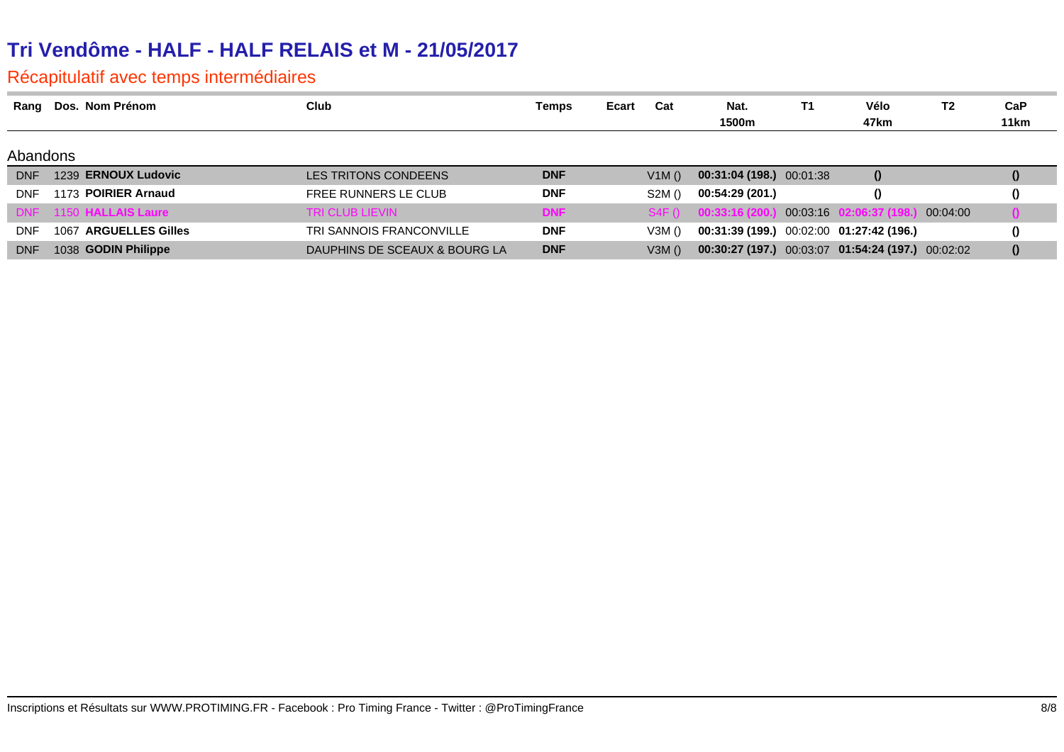# Tri Vendôme - HALF - HALF RELAIS et M - 21/05/2017

## Récapitulatif avec temps intermédiaires

| Rang | Dos. | Nom Prénom | Club | Temps | Ecart | Cat | Nat. 1500m | T1 | Vélo 47km | T2 | CaP 11km |
|---|---|---|---|---|---|---|---|---|---|---|---|
| **Abandons** | | | | | | | | | | | |
| DNF | 1239 | **ERNOUX Ludovic** | LES TRITONS CONDEENS | **DNF** | | V1M () | **00:31:04 (198.)** | 00:01:38 | **()** | | **()** |
| DNF | 1173 | **POIRIER Arnaud** | FREE RUNNERS LE CLUB | **DNF** | | S2M () | **00:54:29 (201.)** | | **()** | | **()** |
| DNF | 1150 | **HALLAIS Laure** | TRI CLUB LIEVIN | **DNF** | | S4F () | **00:33:16 (200.)** | 00:03:16 | **02:06:37 (198.)** | 00:04:00 | **()** |
| DNF | 1067 | **ARGUELLES Gilles** | TRI SANNOIS FRANCONVILLE | **DNF** | | V3M () | **00:31:39 (199.)** | 00:02:00 | **01:27:42 (196.)** | | **()** |
| DNF | 1038 | **GODIN Philippe** | DAUPHINS DE SCEAUX & BOURG LA | **DNF** | | V3M () | **00:30:27 (197.)** | 00:03:07 | **01:54:24 (197.)** | 00:02:02 | **()** |

Inscriptions et Résultats sur WWW.PROTIMING.FR - Facebook : Pro Timing France - Twitter : @ProTimingFrance